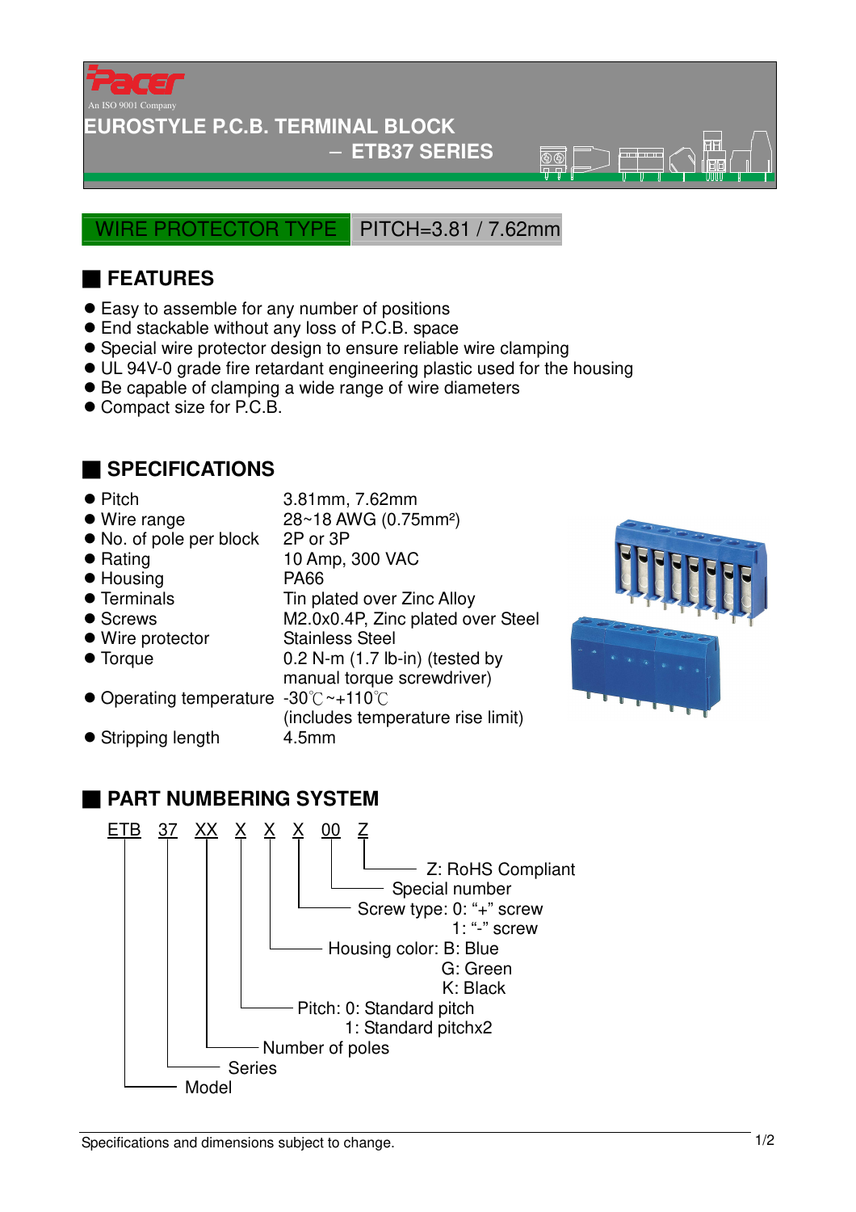Pacer

An ISO 9001 Company

# EUROSTYLE P.C.B. TERMINAL BLOCK

## – ETB37 SERIES

WIRE PROTECTOR TYPE | PITCH=3.81 / 7.62mm

## ■ FEATURES

- Easy to assemble for any number of positions
- End stackable without any loss of P.C.B. space
- Special wire protector design to ensure reliable wire clamping
- UL 94V-0 grade fire retardant engineering plastic used for the housing
- Be capable of clamping a wide range of wire diameters
- Compact size for P.C.B.

## ■ SPECIFICATIONS

| | |
|---|---|
| Pitch | 3.81mm, 7.62mm |
| Wire range | 28~18 AWG (0.75mm²) |
| No. of pole per block | 2P or 3P |
| Rating | 10 Amp, 300 VAC |
| Housing | PA66 |
| Terminals | Tin plated over Zinc Alloy |
| Screws | M2.0x0.4P, Zinc plated over Steel |
| Wire protector | Stainless Steel |
| Torque | 0.2 N-m (1.7 lb-in) (tested by manual torque screwdriver) |
| Operating temperature | -30℃~+110℃ (includes temperature rise limit) |
| Stripping length | 4.5mm |

## ■ PART NUMBERING SYSTEM

ETB 37 XX X X X 00 Z

- Z: RoHS Compliant
- 00: Special number
- X: Screw type: 0: "+" screw
  1: "-" screw
- X: Housing color: B: Blue
  G: Green
  K: Black
- X: Pitch: 0: Standard pitch
  1: Standard pitchx2
- XX: Number of poles
- 37: Series
- ETB: Model

Specifications and dimensions subject to change.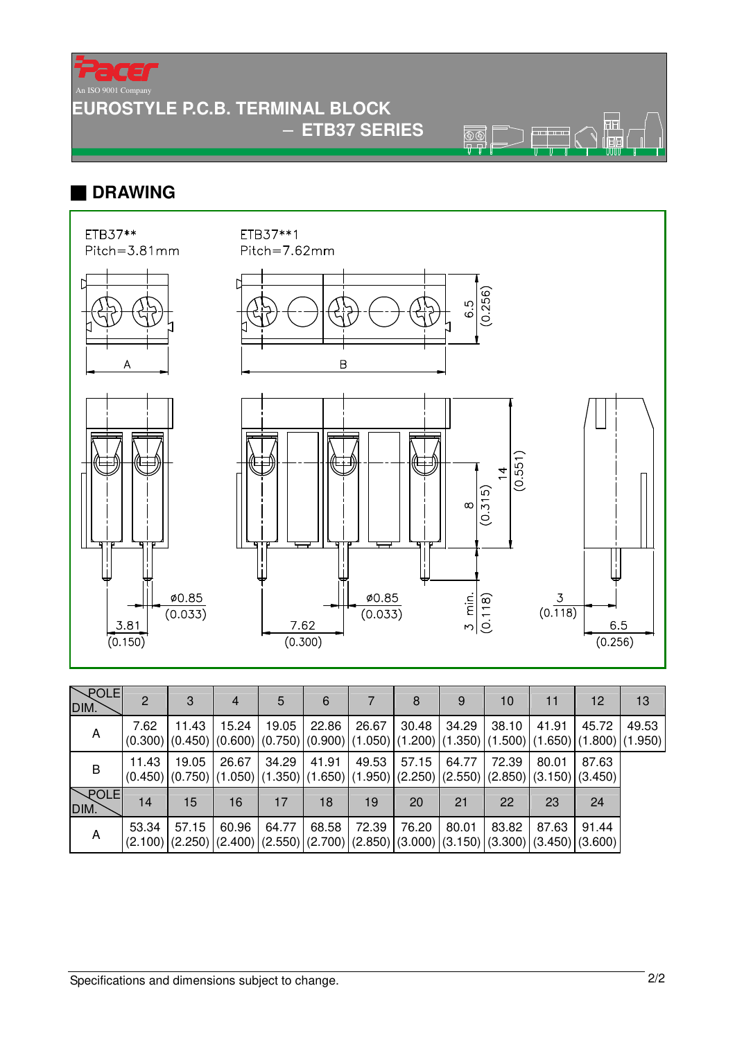# EUROSTYLE P.C.B. TERMINAL BLOCK
## – ETB37 SERIES

## DRAWING

ETB37**
Pitch=3.81mm

ETB37**1
Pitch=7.62mm

A

B

6.5
(0.256)

14
(0.551)

8
(0.315)

3 min.
(0.118)

ø0.85
(0.033)

3.81
(0.150)

ø0.85
(0.033)

7.62
(0.300)

3
(0.118)

6.5
(0.256)

| POLE / DIM. | 2 | 3 | 4 | 5 | 6 | 7 | 8 | 9 | 10 | 11 | 12 | 13 |
|---|---|---|---|---|---|---|---|---|---|---|---|---|
| A | 7.62 (0.300) | 11.43 (0.450) | 15.24 (0.600) | 19.05 (0.750) | 22.86 (0.900) | 26.67 (1.050) | 30.48 (1.200) | 34.29 (1.350) | 38.10 (1.500) | 41.91 (1.650) | 45.72 (1.800) | 49.53 (1.950) |
| B | 11.43 (0.450) | 19.05 (0.750) | 26.67 (1.050) | 34.29 (1.350) | 41.91 (1.650) | 49.53 (1.950) | 57.15 (2.250) | 64.77 (2.550) | 72.39 (2.850) | 80.01 (3.150) | 87.63 (3.450) | |
| **POLE / DIM.** | **14** | **15** | **16** | **17** | **18** | **19** | **20** | **21** | **22** | **23** | **24** | |
| A | 53.34 (2.100) | 57.15 (2.250) | 60.96 (2.400) | 64.77 (2.550) | 68.58 (2.700) | 72.39 (2.850) | 76.20 (3.000) | 80.01 (3.150) | 83.82 (3.300) | 87.63 (3.450) | 91.44 (3.600) | |

Specifications and dimensions subject to change.